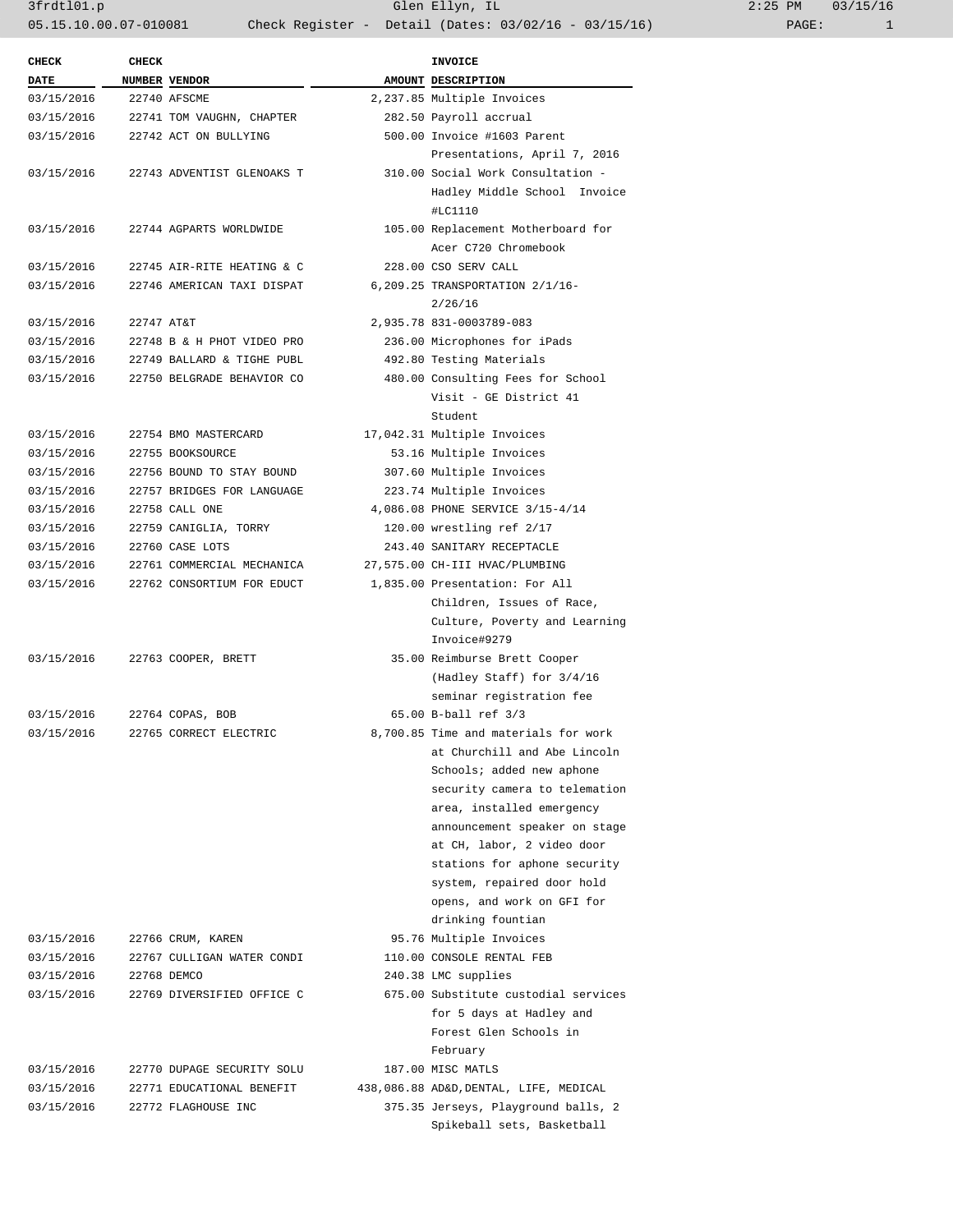| CHECK DATE | CHECK NUMBER | VENDOR | AMOUNT | INVOICE DESCRIPTION |
|---|---|---|---|---|
| 03/15/2016 | 22740 | AFSCME | 2,237.85 | Multiple Invoices |
| 03/15/2016 | 22741 | TOM VAUGHN, CHAPTER | 282.50 | Payroll accrual |
| 03/15/2016 | 22742 | ACT ON BULLYING | 500.00 | Invoice #1603 Parent Presentations, April 7, 2016 |
| 03/15/2016 | 22743 | ADVENTIST GLENOAKS T | 310.00 | Social Work Consultation - Hadley Middle School Invoice #LC1110 |
| 03/15/2016 | 22744 | AGPARTS WORLDWIDE | 105.00 | Replacement Motherboard for Acer C720 Chromebook |
| 03/15/2016 | 22745 | AIR-RITE HEATING & C | 228.00 | CSO SERV CALL |
| 03/15/2016 | 22746 | AMERICAN TAXI DISPAT | 6,209.25 | TRANSPORTATION 2/1/16-2/26/16 |
| 03/15/2016 | 22747 | AT&T | 2,935.78 | 831-0003789-083 |
| 03/15/2016 | 22748 | B & H PHOT VIDEO PRO | 236.00 | Microphones for iPads |
| 03/15/2016 | 22749 | BALLARD & TIGHE PUBL | 492.80 | Testing Materials |
| 03/15/2016 | 22750 | BELGRADE BEHAVIOR CO | 480.00 | Consulting Fees for School Visit - GE District 41 Student |
| 03/15/2016 | 22754 | BMO MASTERCARD | 17,042.31 | Multiple Invoices |
| 03/15/2016 | 22755 | BOOKSOURCE | 53.16 | Multiple Invoices |
| 03/15/2016 | 22756 | BOUND TO STAY BOUND | 307.60 | Multiple Invoices |
| 03/15/2016 | 22757 | BRIDGES FOR LANGUAGE | 223.74 | Multiple Invoices |
| 03/15/2016 | 22758 | CALL ONE | 4,086.08 | PHONE SERVICE 3/15-4/14 |
| 03/15/2016 | 22759 | CANIGLIA, TORRY | 120.00 | wrestling ref 2/17 |
| 03/15/2016 | 22760 | CASE LOTS | 243.40 | SANITARY RECEPTACLE |
| 03/15/2016 | 22761 | COMMERCIAL MECHANICA | 27,575.00 | CH-III HVAC/PLUMBING |
| 03/15/2016 | 22762 | CONSORTIUM FOR EDUCT | 1,835.00 | Presentation: For All Children, Issues of Race, Culture, Poverty and Learning Invoice#9279 |
| 03/15/2016 | 22763 | COOPER, BRETT | 35.00 | Reimburse Brett Cooper (Hadley Staff) for 3/4/16 seminar registration fee |
| 03/15/2016 | 22764 | COPAS, BOB | 65.00 | B-ball ref 3/3 |
| 03/15/2016 | 22765 | CORRECT ELECTRIC | 8,700.85 | Time and materials for work at Churchill and Abe Lincoln Schools; added new aphone security camera to telemation area, installed emergency announcement speaker on stage at CH, labor, 2 video door stations for aphone security system, repaired door hold opens, and work on GFI for drinking fountian |
| 03/15/2016 | 22766 | CRUM, KAREN | 95.76 | Multiple Invoices |
| 03/15/2016 | 22767 | CULLIGAN WATER CONDI | 110.00 | CONSOLE RENTAL FEB |
| 03/15/2016 | 22768 | DEMCO | 240.38 | LMC supplies |
| 03/15/2016 | 22769 | DIVERSIFIED OFFICE C | 675.00 | Substitute custodial services for 5 days at Hadley and Forest Glen Schools in February |
| 03/15/2016 | 22770 | DUPAGE SECURITY SOLU | 187.00 | MISC MATLS |
| 03/15/2016 | 22771 | EDUCATIONAL BENEFIT | 438,086.88 | AD&D,DENTAL, LIFE, MEDICAL |
| 03/15/2016 | 22772 | FLAGHOUSE INC | 375.35 | Jerseys, Playground balls, 2 Spikeball sets, Basketball |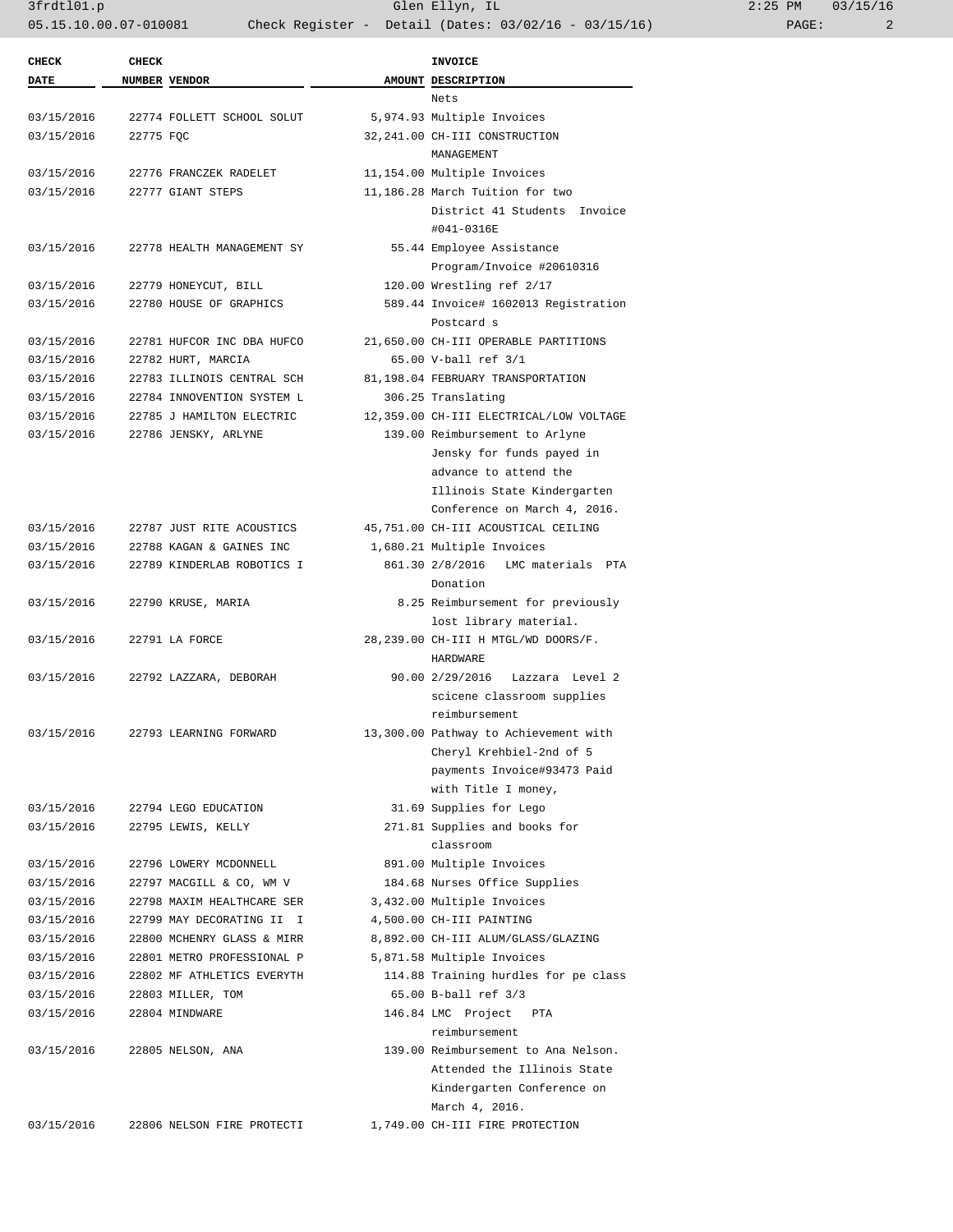| CHECK DATE | CHECK NUMBER | VENDOR | AMOUNT | INVOICE DESCRIPTION |
|---|---|---|---|---|
| | | | | Nets |
| 03/15/2016 | 22774 | FOLLETT SCHOOL SOLUT | 5,974.93 | Multiple Invoices |
| 03/15/2016 | 22775 | FQC | 32,241.00 | CH-III CONSTRUCTION MANAGEMENT |
| 03/15/2016 | 22776 | FRANCZEK RADELET | 11,154.00 | Multiple Invoices |
| 03/15/2016 | 22777 | GIANT STEPS | 11,186.28 | March Tuition for two District 41 Students Invoice #041-0316E |
| 03/15/2016 | 22778 | HEALTH MANAGEMENT SY | 55.44 | Employee Assistance Program/Invoice #20610316 |
| 03/15/2016 | 22779 | HONEYCUT, BILL | 120.00 | Wrestling ref 2/17 |
| 03/15/2016 | 22780 | HOUSE OF GRAPHICS | 589.44 | Invoice# 1602013 Registration Postcard s |
| 03/15/2016 | 22781 | HUFCOR INC DBA HUFCO | 21,650.00 | CH-III OPERABLE PARTITIONS |
| 03/15/2016 | 22782 | HURT, MARCIA | 65.00 | V-ball ref 3/1 |
| 03/15/2016 | 22783 | ILLINOIS CENTRAL SCH | 81,198.04 | FEBRUARY TRANSPORTATION |
| 03/15/2016 | 22784 | INNOVENTION SYSTEM L | 306.25 | Translating |
| 03/15/2016 | 22785 | J HAMILTON ELECTRIC | 12,359.00 | CH-III ELECTRICAL/LOW VOLTAGE |
| 03/15/2016 | 22786 | JENSKY, ARLYNE | 139.00 | Reimbursement to Arlyne Jensky for funds payed in advance to attend the Illinois State Kindergarten Conference on March 4, 2016. |
| 03/15/2016 | 22787 | JUST RITE ACOUSTICS | 45,751.00 | CH-III ACOUSTICAL CEILING |
| 03/15/2016 | 22788 | KAGAN & GAINES INC | 1,680.21 | Multiple Invoices |
| 03/15/2016 | 22789 | KINDERLAB ROBOTICS I | 861.30 | 2/8/2016 LMC materials PTA Donation |
| 03/15/2016 | 22790 | KRUSE, MARIA | 8.25 | Reimbursement for previously lost library material. |
| 03/15/2016 | 22791 | LA FORCE | 28,239.00 | CH-III H MTGL/WD DOORS/F. HARDWARE |
| 03/15/2016 | 22792 | LAZZARA, DEBORAH | 90.00 | 2/29/2016 Lazzara Level 2 scicene classroom supplies reimbursement |
| 03/15/2016 | 22793 | LEARNING FORWARD | 13,300.00 | Pathway to Achievement with Cheryl Krehbiel-2nd of 5 payments Invoice#93473 Paid with Title I money, |
| 03/15/2016 | 22794 | LEGO EDUCATION | 31.69 | Supplies for Lego |
| 03/15/2016 | 22795 | LEWIS, KELLY | 271.81 | Supplies and books for classroom |
| 03/15/2016 | 22796 | LOWERY MCDONNELL | 891.00 | Multiple Invoices |
| 03/15/2016 | 22797 | MACGILL & CO, WM V | 184.68 | Nurses Office Supplies |
| 03/15/2016 | 22798 | MAXIM HEALTHCARE SER | 3,432.00 | Multiple Invoices |
| 03/15/2016 | 22799 | MAY DECORATING II I | 4,500.00 | CH-III PAINTING |
| 03/15/2016 | 22800 | MCHENRY GLASS & MIRR | 8,892.00 | CH-III ALUM/GLASS/GLAZING |
| 03/15/2016 | 22801 | METRO PROFESSIONAL P | 5,871.58 | Multiple Invoices |
| 03/15/2016 | 22802 | MF ATHLETICS EVERYTH | 114.88 | Training hurdles for pe class |
| 03/15/2016 | 22803 | MILLER, TOM | 65.00 | B-ball ref 3/3 |
| 03/15/2016 | 22804 | MINDWARE | 146.84 | LMC Project PTA reimbursement |
| 03/15/2016 | 22805 | NELSON, ANA | 139.00 | Reimbursement to Ana Nelson. Attended the Illinois State Kindergarten Conference on March 4, 2016. |
| 03/15/2016 | 22806 | NELSON FIRE PROTECTI | 1,749.00 | CH-III FIRE PROTECTION |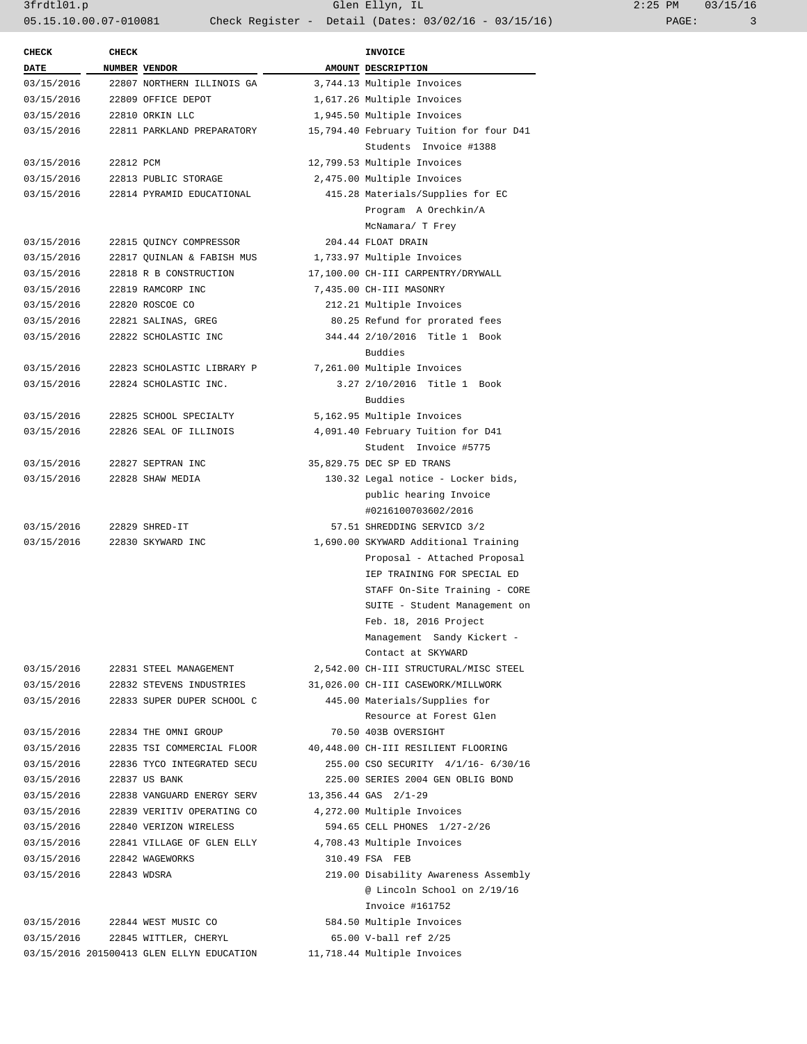| CHECK DATE | CHECK NUMBER | VENDOR | AMOUNT | INVOICE DESCRIPTION |
|---|---|---|---|---|
| 03/15/2016 | 22807 | NORTHERN ILLINOIS GA | 3,744.13 | Multiple Invoices |
| 03/15/2016 | 22809 | OFFICE DEPOT | 1,617.26 | Multiple Invoices |
| 03/15/2016 | 22810 | ORKIN LLC | 1,945.50 | Multiple Invoices |
| 03/15/2016 | 22811 | PARKLAND PREPARATORY | 15,794.40 | February Tuition for four D41 Students Invoice #1388 |
| 03/15/2016 | 22812 | PCM | 12,799.53 | Multiple Invoices |
| 03/15/2016 | 22813 | PUBLIC STORAGE | 2,475.00 | Multiple Invoices |
| 03/15/2016 | 22814 | PYRAMID EDUCATIONAL | 415.28 | Materials/Supplies for EC Program A Orechkin/A McNamara/ T Frey |
| 03/15/2016 | 22815 | QUINCY COMPRESSOR | 204.44 | FLOAT DRAIN |
| 03/15/2016 | 22817 | QUINLAN & FABISH MUS | 1,733.97 | Multiple Invoices |
| 03/15/2016 | 22818 | R B CONSTRUCTION | 17,100.00 | CH-III CARPENTRY/DRYWALL |
| 03/15/2016 | 22819 | RAMCORP INC | 7,435.00 | CH-III MASONRY |
| 03/15/2016 | 22820 | ROSCOE CO | 212.21 | Multiple Invoices |
| 03/15/2016 | 22821 | SALINAS, GREG | 80.25 | Refund for prorated fees |
| 03/15/2016 | 22822 | SCHOLASTIC INC | 344.44 | 2/10/2016 Title 1 Book Buddies |
| 03/15/2016 | 22823 | SCHOLASTIC LIBRARY P | 7,261.00 | Multiple Invoices |
| 03/15/2016 | 22824 | SCHOLASTIC INC. | 3.27 | 2/10/2016 Title 1 Book Buddies |
| 03/15/2016 | 22825 | SCHOOL SPECIALTY | 5,162.95 | Multiple Invoices |
| 03/15/2016 | 22826 | SEAL OF ILLINOIS | 4,091.40 | February Tuition for D41 Student Invoice #5775 |
| 03/15/2016 | 22827 | SEPTRAN INC | 35,829.75 | DEC SP ED TRANS |
| 03/15/2016 | 22828 | SHAW MEDIA | 130.32 | Legal notice - Locker bids, public hearing Invoice #0216100703602/2016 |
| 03/15/2016 | 22829 | SHRED-IT | 57.51 | SHREDDING SERVICD 3/2 |
| 03/15/2016 | 22830 | SKYWARD INC | 1,690.00 | SKYWARD Additional Training Proposal - Attached Proposal IEP TRAINING FOR SPECIAL ED STAFF On-Site Training - CORE SUITE - Student Management on Feb. 18, 2016 Project Management Sandy Kickert - Contact at SKYWARD |
| 03/15/2016 | 22831 | STEEL MANAGEMENT | 2,542.00 | CH-III STRUCTURAL/MISC STEEL |
| 03/15/2016 | 22832 | STEVENS INDUSTRIES | 31,026.00 | CH-III CASEWORK/MILLWORK |
| 03/15/2016 | 22833 | SUPER DUPER SCHOOL C | 445.00 | Materials/Supplies for Resource at Forest Glen |
| 03/15/2016 | 22834 | THE OMNI GROUP | 70.50 | 403B OVERSIGHT |
| 03/15/2016 | 22835 | TSI COMMERCIAL FLOOR | 40,448.00 | CH-III RESILIENT FLOORING |
| 03/15/2016 | 22836 | TYCO INTEGRATED SECU | 255.00 | CSO SECURITY 4/1/16- 6/30/16 |
| 03/15/2016 | 22837 | US BANK | 225.00 | SERIES 2004 GEN OBLIG BOND |
| 03/15/2016 | 22838 | VANGUARD ENERGY SERV | 13,356.44 | GAS 2/1-29 |
| 03/15/2016 | 22839 | VERITIV OPERATING CO | 4,272.00 | Multiple Invoices |
| 03/15/2016 | 22840 | VERIZON WIRELESS | 594.65 | CELL PHONES 1/27-2/26 |
| 03/15/2016 | 22841 | VILLAGE OF GLEN ELLY | 4,708.43 | Multiple Invoices |
| 03/15/2016 | 22842 | WAGEWORKS | 310.49 | FSA FEB |
| 03/15/2016 | 22843 | WDSRA | 219.00 | Disability Awareness Assembly @ Lincoln School on 2/19/16 Invoice #161752 |
| 03/15/2016 | 22844 | WEST MUSIC CO | 584.50 | Multiple Invoices |
| 03/15/2016 | 22845 | WITTLER, CHERYL | 65.00 | V-ball ref 2/25 |
| 03/15/2016 | 201500413 | GLEN ELLYN EDUCATION | 11,718.44 | Multiple Invoices |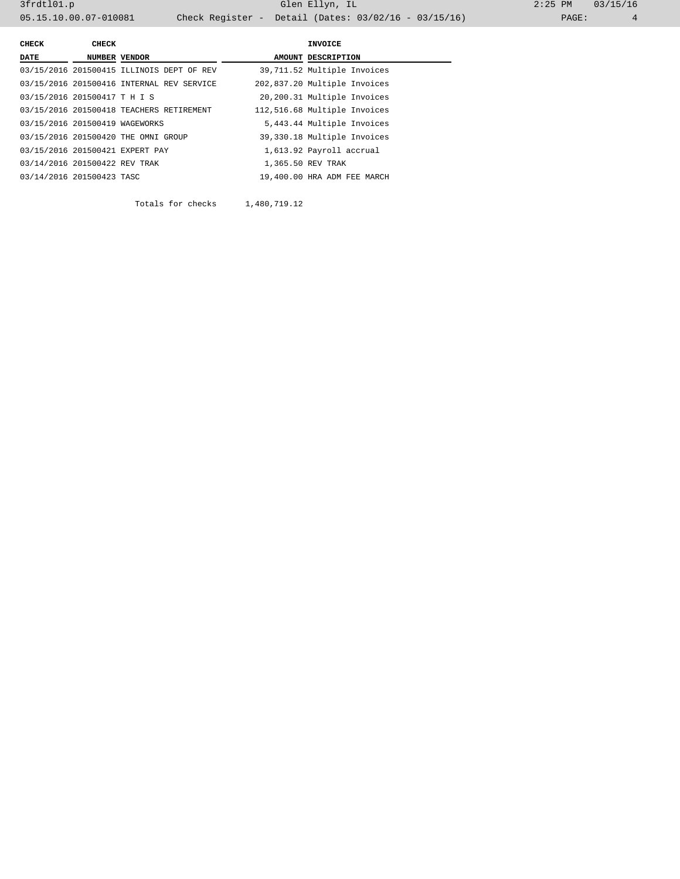| CHECK DATE | CHECK NUMBER | VENDOR | AMOUNT | INVOICE DESCRIPTION |
|---|---|---|---|---|
| 03/15/2016 | 201500415 | ILLINOIS DEPT OF REV | 39,711.52 | Multiple Invoices |
| 03/15/2016 | 201500416 | INTERNAL REV SERVICE | 202,837.20 | Multiple Invoices |
| 03/15/2016 | 201500417 | T H I S | 20,200.31 | Multiple Invoices |
| 03/15/2016 | 201500418 | TEACHERS RETIREMENT | 112,516.68 | Multiple Invoices |
| 03/15/2016 | 201500419 | WAGEWORKS | 5,443.44 | Multiple Invoices |
| 03/15/2016 | 201500420 | THE OMNI GROUP | 39,330.18 | Multiple Invoices |
| 03/15/2016 | 201500421 | EXPERT PAY | 1,613.92 | Payroll accrual |
| 03/14/2016 | 201500422 | REV TRAK | 1,365.50 | REV TRAK |
| 03/14/2016 | 201500423 | TASC | 19,400.00 | HRA ADM FEE MARCH |
| | | Totals for checks | 1,480,719.12 | |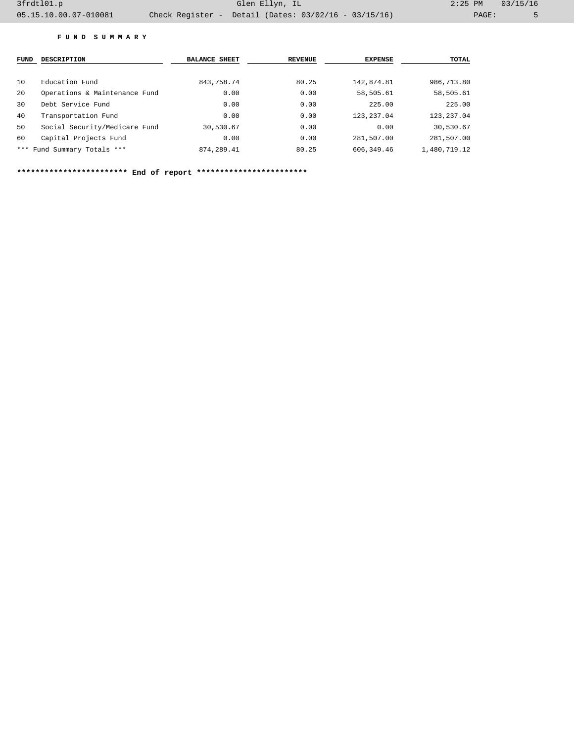**F U N D   S U M M A R Y**

| FUND | DESCRIPTION | BALANCE SHEET | REVENUE | EXPENSE | TOTAL |
|---|---|---|---|---|---|
| 10 | Education Fund | 843,758.74 | 80.25 | 142,874.81 | 986,713.80 |
| 20 | Operations & Maintenance Fund | 0.00 | 0.00 | 58,505.61 | 58,505.61 |
| 30 | Debt Service Fund | 0.00 | 0.00 | 225.00 | 225.00 |
| 40 | Transportation Fund | 0.00 | 0.00 | 123,237.04 | 123,237.04 |
| 50 | Social Security/Medicare Fund | 30,530.67 | 0.00 | 0.00 | 30,530.67 |
| 60 | Capital Projects Fund | 0.00 | 0.00 | 281,507.00 | 281,507.00 |
| *** Fund Summary Totals *** | | 874,289.41 | 80.25 | 606,349.46 | 1,480,719.12 |

**************************** End of report ****************************